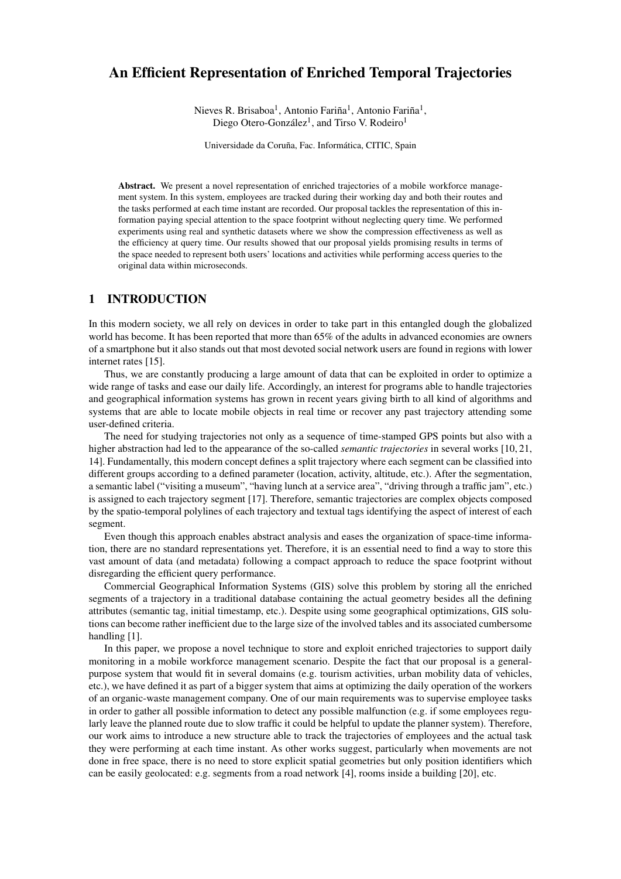# An Efficient Representation of Enriched Temporal Trajectories

Nieves R. Brisaboa[1], Antonio Fariña[1], Antonio Fariña[1], Diego Otero-González[1], and Tirso V. Rodeiro[1]

Universidade da Coruña, Fac. Informática, CITIC, Spain

**Abstract.** We present a novel representation of enriched trajectories of a mobile workforce management system. In this system, employees are tracked during their working day and both their routes and the tasks performed at each time instant are recorded. Our proposal tackles the representation of this information paying special attention to the space footprint without neglecting query time. We performed experiments using real and synthetic datasets where we show the compression effectiveness as well as the efficiency at query time. Our results showed that our proposal yields promising results in terms of the space needed to represent both users' locations and activities while performing access queries to the original data within microseconds.

## 1 INTRODUCTION

In this modern society, we all rely on devices in order to take part in this entangled dough the globalized world has become. It has been reported that more than 65% of the adults in advanced economies are owners of a smartphone but it also stands out that most devoted social network users are found in regions with lower internet rates [15].

Thus, we are constantly producing a large amount of data that can be exploited in order to optimize a wide range of tasks and ease our daily life. Accordingly, an interest for programs able to handle trajectories and geographical information systems has grown in recent years giving birth to all kind of algorithms and systems that are able to locate mobile objects in real time or recover any past trajectory attending some user-defined criteria.

The need for studying trajectories not only as a sequence of time-stamped GPS points but also with a higher abstraction had led to the appearance of the so-called *semantic trajectories* in several works [10, 21, 14]. Fundamentally, this modern concept defines a split trajectory where each segment can be classified into different groups according to a defined parameter (location, activity, altitude, etc.). After the segmentation, a semantic label ("visiting a museum", "having lunch at a service area", "driving through a traffic jam", etc.) is assigned to each trajectory segment [17]. Therefore, semantic trajectories are complex objects composed by the spatio-temporal polylines of each trajectory and textual tags identifying the aspect of interest of each segment.

Even though this approach enables abstract analysis and eases the organization of space-time information, there are no standard representations yet. Therefore, it is an essential need to find a way to store this vast amount of data (and metadata) following a compact approach to reduce the space footprint without disregarding the efficient query performance.

Commercial Geographical Information Systems (GIS) solve this problem by storing all the enriched segments of a trajectory in a traditional database containing the actual geometry besides all the defining attributes (semantic tag, initial timestamp, etc.). Despite using some geographical optimizations, GIS solutions can become rather inefficient due to the large size of the involved tables and its associated cumbersome handling [1].

In this paper, we propose a novel technique to store and exploit enriched trajectories to support daily monitoring in a mobile workforce management scenario. Despite the fact that our proposal is a general-purpose system that would fit in several domains (e.g. tourism activities, urban mobility data of vehicles, etc.), we have defined it as part of a bigger system that aims at optimizing the daily operation of the workers of an organic-waste management company. One of our main requirements was to supervise employee tasks in order to gather all possible information to detect any possible malfunction (e.g. if some employees regularly leave the planned route due to slow traffic it could be helpful to update the planner system). Therefore, our work aims to introduce a new structure able to track the trajectories of employees and the actual task they were performing at each time instant. As other works suggest, particularly when movements are not done in free space, there is no need to store explicit spatial geometries but only position identifiers which can be easily geolocated: e.g. segments from a road network [4], rooms inside a building [20], etc.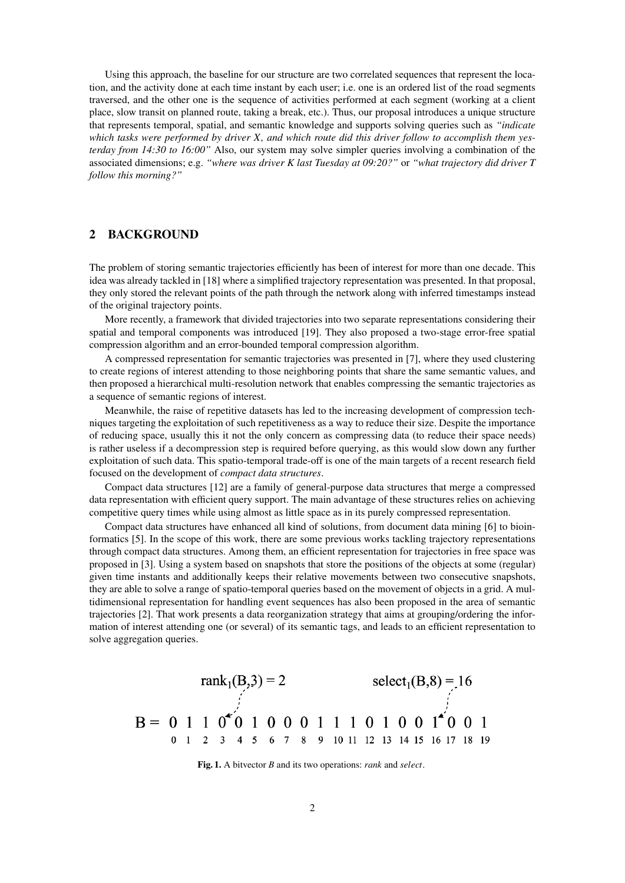Using this approach, the baseline for our structure are two correlated sequences that represent the location, and the activity done at each time instant by each user; i.e. one is an ordered list of the road segments traversed, and the other one is the sequence of activities performed at each segment (working at a client place, slow transit on planned route, taking a break, etc.). Thus, our proposal introduces a unique structure that represents temporal, spatial, and semantic knowledge and supports solving queries such as *"indicate which tasks were performed by driver X, and which route did this driver follow to accomplish them yesterday from 14:30 to 16:00"* Also, our system may solve simpler queries involving a combination of the associated dimensions; e.g. *"where was driver K last Tuesday at 09:20?"* or *"what trajectory did driver T follow this morning?"*

## 2 BACKGROUND

The problem of storing semantic trajectories efficiently has been of interest for more than one decade. This idea was already tackled in [18] where a simplified trajectory representation was presented. In that proposal, they only stored the relevant points of the path through the network along with inferred timestamps instead of the original trajectory points.

More recently, a framework that divided trajectories into two separate representations considering their spatial and temporal components was introduced [19]. They also proposed a two-stage error-free spatial compression algorithm and an error-bounded temporal compression algorithm.

A compressed representation for semantic trajectories was presented in [7], where they used clustering to create regions of interest attending to those neighboring points that share the same semantic values, and then proposed a hierarchical multi-resolution network that enables compressing the semantic trajectories as a sequence of semantic regions of interest.

Meanwhile, the raise of repetitive datasets has led to the increasing development of compression techniques targeting the exploitation of such repetitiveness as a way to reduce their size. Despite the importance of reducing space, usually this it not the only concern as compressing data (to reduce their space needs) is rather useless if a decompression step is required before querying, as this would slow down any further exploitation of such data. This spatio-temporal trade-off is one of the main targets of a recent research field focused on the development of *compact data structures*.

Compact data structures [12] are a family of general-purpose data structures that merge a compressed data representation with efficient query support. The main advantage of these structures relies on achieving competitive query times while using almost as little space as in its purely compressed representation.

Compact data structures have enhanced all kind of solutions, from document data mining [6] to bioinformatics [5]. In the scope of this work, there are some previous works tackling trajectory representations through compact data structures. Among them, an efficient representation for trajectories in free space was proposed in [3]. Using a system based on snapshots that store the positions of the objects at some (regular) given time instants and additionally keeps their relative movements between two consecutive snapshots, they are able to solve a range of spatio-temporal queries based on the movement of objects in a grid. A multidimensional representation for handling event sequences has also been proposed in the area of semantic trajectories [2]. That work presents a data reorganization strategy that aims at grouping/ordering the information of interest attending one (or several) of its semantic tags, and leads to an efficient representation to solve aggregation queries.

$\text{rank}_1(B,3) = 2$ $\qquad\qquad$ $\text{select}_1(B,8) = 16$

| | | | | | | | | | | | | | | | | | | | | |
|---|---|---|---|---|---|---|---|---|---|---|---|---|---|---|---|---|---|---|---|---|
| B = | 0 | 1 | 1 | 0 | 0 | 1 | 0 | 0 | 0 | 1 | 1 | 1 | 0 | 1 | 0 | 0 | 1 | 0 | 0 | 1 |
| | 0 | 1 | 2 | 3 | 4 | 5 | 6 | 7 | 8 | 9 | 10 | 11 | 12 | 13 | 14 | 15 | 16 | 17 | 18 | 19 |

**Fig. 1.** A bitvector *B* and its two operations: *rank* and *select*.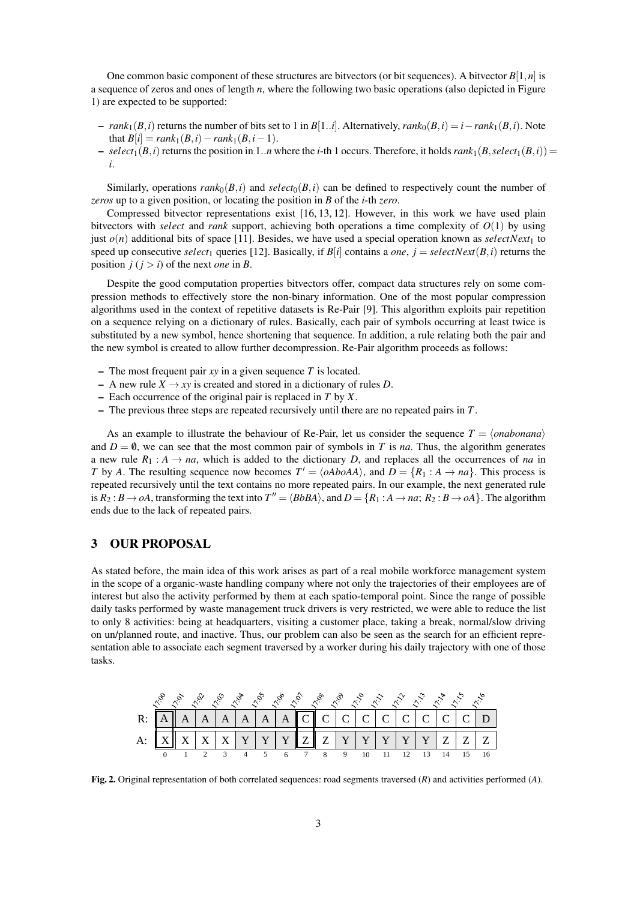One common basic component of these structures are bitvectors (or bit sequences). A bitvector $B[1,n]$ is a sequence of zeros and ones of length $n$, where the following two basic operations (also depicted in Figure 1) are expected to be supported:

- $rank_1(B,i)$ returns the number of bits set to 1 in $B[1..i]$. Alternatively, $rank_0(B,i) = i - rank_1(B,i)$. Note that $B[i] = rank_1(B,i) - rank_1(B,i-1)$.
- $select_1(B,i)$ returns the position in $1..n$ where the $i$-th 1 occurs. Therefore, it holds $rank_1(B, select_1(B,i)) = i$.

Similarly, operations $rank_0(B,i)$ and $select_0(B,i)$ can be defined to respectively count the number of *zeros* up to a given position, or locating the position in $B$ of the $i$-th *zero*.

Compressed bitvector representations exist [16, 13, 12]. However, in this work we have used plain bitvectors with *select* and *rank* support, achieving both operations a time complexity of $O(1)$ by using just $o(n)$ additional bits of space [11]. Besides, we have used a special operation known as $selectNext_1$ to speed up consecutive $select_1$ queries [12]. Basically, if $B[i]$ contains a *one*, $j = selectNext(B,i)$ returns the position $j$ ($j > i$) of the next *one* in $B$.

Despite the good computation properties bitvectors offer, compact data structures rely on some compression methods to effectively store the non-binary information. One of the most popular compression algorithms used in the context of repetitive datasets is Re-Pair [9]. This algorithm exploits pair repetition on a sequence relying on a dictionary of rules. Basically, each pair of symbols occurring at least twice is substituted by a new symbol, hence shortening that sequence. In addition, a rule relating both the pair and the new symbol is created to allow further decompression. Re-Pair algorithm proceeds as follows:

- The most frequent pair $xy$ in a given sequence $T$ is located.
- A new rule $X \rightarrow xy$ is created and stored in a dictionary of rules $D$.
- Each occurrence of the original pair is replaced in $T$ by $X$.
- The previous three steps are repeated recursively until there are no repeated pairs in $T$.

As an example to illustrate the behaviour of Re-Pair, let us consider the sequence $T = \langle onabonana \rangle$ and $D = \emptyset$, we can see that the most common pair of symbols in $T$ is $na$. Thus, the algorithm generates a new rule $R_1 : A \rightarrow na$, which is added to the dictionary $D$, and replaces all the occurrences of $na$ in $T$ by $A$. The resulting sequence now becomes $T' = \langle oAboAA \rangle$, and $D = \{R_1 : A \rightarrow na\}$. This process is repeated recursively until the text contains no more repeated pairs. In our example, the next generated rule is $R_2 : B \rightarrow oA$, transforming the text into $T'' = \langle BbBA \rangle$, and $D = \{R_1 : A \rightarrow na;\ R_2 : B \rightarrow oA\}$. The algorithm ends due to the lack of repeated pairs.

## 3 OUR PROPOSAL

As stated before, the main idea of this work arises as part of a real mobile workforce management system in the scope of a organic-waste handling company where not only the trajectories of their employees are of interest but also the activity performed by them at each spatio-temporal point. Since the range of possible daily tasks performed by waste management truck drivers is very restricted, we were able to reduce the list to only 8 activities: being at headquarters, visiting a customer place, taking a break, normal/slow driving on un/planned route, and inactive. Thus, our problem can also be seen as the search for an efficient representation able to associate each segment traversed by a worker during his daily trajectory with one of those tasks.

| | 17:00 | 17:01 | 17:02 | 17:03 | 17:04 | 17:05 | 17:06 | 17:07 | 17:08 | 17:09 | 17:10 | 17:11 | 17:12 | 17:13 | 17:14 | 17:15 | 17:16 |
|---|---|---|---|---|---|---|---|---|---|---|---|---|---|---|---|---|---|
| R: | A | A | A | A | A | A | A | C | C | C | C | C | C | C | C | C | D |
| A: | X | X | X | X | Y | Y | Y | Z | Z | Y | Y | Y | Y | Y | Z | Z | Z |
| | 0 | 1 | 2 | 3 | 4 | 5 | 6 | 7 | 8 | 9 | 10 | 11 | 12 | 13 | 14 | 15 | 16 |

**Fig. 2.** Original representation of both correlated sequences: road segments traversed ($R$) and activities performed ($A$).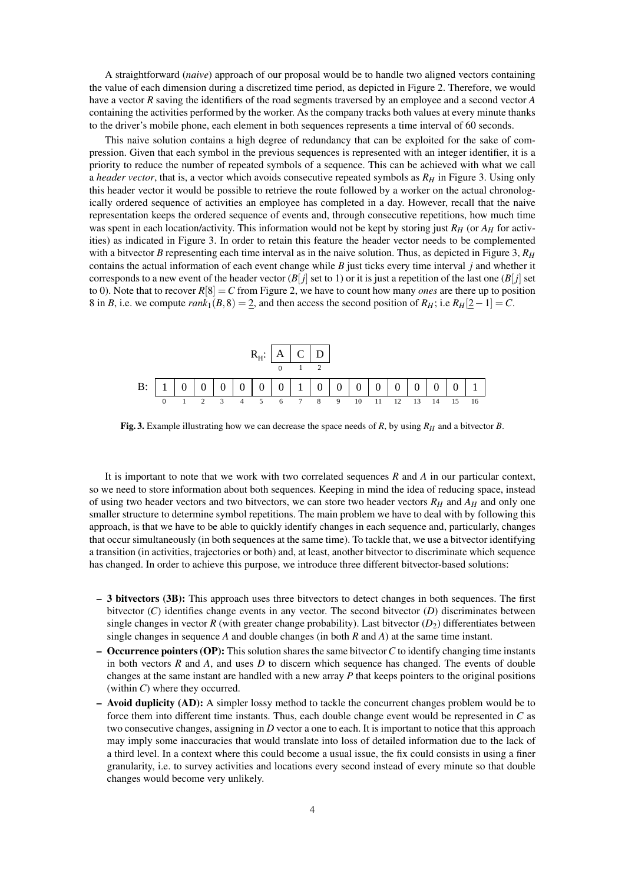A straightforward (*naive*) approach of our proposal would be to handle two aligned vectors containing the value of each dimension during a discretized time period, as depicted in Figure 2. Therefore, we would have a vector $R$ saving the identifiers of the road segments traversed by an employee and a second vector $A$ containing the activities performed by the worker. As the company tracks both values at every minute thanks to the driver's mobile phone, each element in both sequences represents a time interval of 60 seconds.

This naive solution contains a high degree of redundancy that can be exploited for the sake of compression. Given that each symbol in the previous sequences is represented with an integer identifier, it is a priority to reduce the number of repeated symbols of a sequence. This can be achieved with what we call a *header vector*, that is, a vector which avoids consecutive repeated symbols as $R_H$ in Figure 3. Using only this header vector it would be possible to retrieve the route followed by a worker on the actual chronologically ordered sequence of activities an employee has completed in a day. However, recall that the naive representation keeps the ordered sequence of events and, through consecutive repetitions, how much time was spent in each location/activity. This information would not be kept by storing just $R_H$ (or $A_H$ for activities) as indicated in Figure 3. In order to retain this feature the header vector needs to be complemented with a bitvector $B$ representing each time interval as in the naive solution. Thus, as depicted in Figure 3, $R_H$ contains the actual information of each event change while $B$ just ticks every time interval $j$ and whether it corresponds to a new event of the header vector ($B[j]$ set to 1) or it is just a repetition of the last one ($B[j]$ set to 0). Note that to recover $R[8] = C$ from Figure 2, we have to count how many *ones* are there up to position 8 in $B$, i.e. we compute $rank_1(B,8) = \underline{2}$, and then access the second position of $R_H$; i.e $R_H[\underline{2} - 1] = C$.

$R_H$:

| A | C | D |
|---|---|---|
| 0 | 1 | 2 |

B:

| 1 | 0 | 0 | 0 | 0 | 0 | 0 | 1 | 0 | 0 | 0 | 0 | 0 | 0 | 0 | 0 | 1 |
|---|---|---|---|---|---|---|---|---|---|---|---|---|---|---|---|---|
| 0 | 1 | 2 | 3 | 4 | 5 | 6 | 7 | 8 | 9 | 10 | 11 | 12 | 13 | 14 | 15 | 16 |

**Fig. 3.** Example illustrating how we can decrease the space needs of $R$, by using $R_H$ and a bitvector $B$.

It is important to note that we work with two correlated sequences $R$ and $A$ in our particular context, so we need to store information about both sequences. Keeping in mind the idea of reducing space, instead of using two header vectors and two bitvectors, we can store two header vectors $R_H$ and $A_H$ and only one smaller structure to determine symbol repetitions. The main problem we have to deal with by following this approach, is that we have to be able to quickly identify changes in each sequence and, particularly, changes that occur simultaneously (in both sequences at the same time). To tackle that, we use a bitvector identifying a transition (in activities, trajectories or both) and, at least, another bitvector to discriminate which sequence has changed. In order to achieve this purpose, we introduce three different bitvector-based solutions:

- **3 bitvectors (3B):** This approach uses three bitvectors to detect changes in both sequences. The first bitvector ($C$) identifies change events in any vector. The second bitvector ($D$) discriminates between single changes in vector $R$ (with greater change probability). Last bitvector ($D_2$) differentiates between single changes in sequence $A$ and double changes (in both $R$ and $A$) at the same time instant.
- **Occurrence pointers (OP):** This solution shares the same bitvector $C$ to identify changing time instants in both vectors $R$ and $A$, and uses $D$ to discern which sequence has changed. The events of double changes at the same instant are handled with a new array $P$ that keeps pointers to the original positions (within $C$) where they occurred.
- **Avoid duplicity (AD):** A simpler lossy method to tackle the concurrent changes problem would be to force them into different time instants. Thus, each double change event would be represented in $C$ as two consecutive changes, assigning in $D$ vector a one to each. It is important to notice that this approach may imply some inaccuracies that would translate into loss of detailed information due to the lack of a third level. In a context where this could become a usual issue, the fix could consists in using a finer granularity, i.e. to survey activities and locations every second instead of every minute so that double changes would become very unlikely.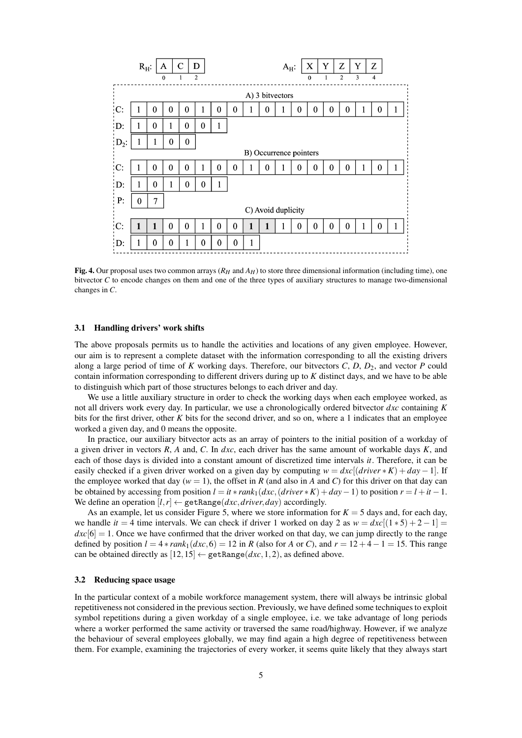| $R_H$: | A | C | D |
|---|---|---|---|
| | 0 | 1 | 2 |

| $A_H$: | X | Y | Z | Y | Z |
|---|---|---|---|---|---|
| | 0 | 1 | 2 | 3 | 4 |

A) 3 bitvectors

| C: | 1 | 0 | 0 | 0 | 1 | 0 | 0 | 1 | 0 | 1 | 0 | 0 | 0 | 0 | 1 | 0 | 1 |
|---|---|---|---|---|---|---|---|---|---|---|---|---|---|---|---|---|---|
| D: | 1 | 0 | 1 | 0 | 0 | 1 | | | | | | | | | | | |
| $D_2$: | 1 | 1 | 0 | 0 | | | | | | | | | | | | | |

B) Occurrence pointers

| C: | 1 | 0 | 0 | 0 | 1 | 0 | 0 | 1 | 0 | 1 | 0 | 0 | 0 | 0 | 1 | 0 | 1 |
|---|---|---|---|---|---|---|---|---|---|---|---|---|---|---|---|---|---|
| D: | 1 | 0 | 1 | 0 | 0 | 1 | | | | | | | | | | | |
| P: | 0 | 7 | | | | | | | | | | | | | | | |

C) Avoid duplicity

| C: | **1** | **1** | 0 | 0 | 1 | 0 | 0 | **1** | **1** | 1 | 0 | 0 | 0 | 0 | 1 | 0 | 1 |
|---|---|---|---|---|---|---|---|---|---|---|---|---|---|---|---|---|---|
| D: | 1 | 0 | 0 | 1 | 0 | 0 | 0 | 1 | | | | | | | | | |

**Fig. 4.** Our proposal uses two common arrays ($R_H$ and $A_H$) to store three dimensional information (including time), one bitvector $C$ to encode changes on them and one of the three types of auxiliary structures to manage two-dimensional changes in $C$.

### 3.1 Handling drivers' work shifts

The above proposals permits us to handle the activities and locations of any given employee. However, our aim is to represent a complete dataset with the information corresponding to all the existing drivers along a large period of time of $K$ working days. Therefore, our bitvectors $C$, $D$, $D_2$, and vector $P$ could contain information corresponding to different drivers during up to $K$ distinct days, and we have to be able to distinguish which part of those structures belongs to each driver and day.

We use a little auxiliary structure in order to check the working days when each employee worked, as not all drivers work every day. In particular, we use a chronologically ordered bitvector $dxc$ containing $K$ bits for the first driver, other $K$ bits for the second driver, and so on, where a 1 indicates that an employee worked a given day, and 0 means the opposite.

In practice, our auxiliary bitvector acts as an array of pointers to the initial position of a workday of a given driver in vectors $R$, $A$ and, $C$. In $dxc$, each driver has the same amount of workable days $K$, and each of those days is divided into a constant amount of discretized time intervals $it$. Therefore, it can be easily checked if a given driver worked on a given day by computing $w = dxc[(driver * K) + day - 1]$. If the employee worked that day ($w = 1$), the offset in $R$ (and also in $A$ and $C$) for this driver on that day can be obtained by accessing from position $l = it * rank_1(dxc, (driver * K) + day - 1)$ to position $r = l + it - 1$. We define an operation $[l, r] \leftarrow \texttt{getRange}(dxc, driver, day)$ accordingly.

As an example, let us consider Figure 5, where we store information for $K = 5$ days and, for each day, we handle $it = 4$ time intervals. We can check if driver 1 worked on day 2 as $w = dxc[(1 * 5) + 2 - 1] = dxc[6] = 1$. Once we have confirmed that the driver worked on that day, we can jump directly to the range defined by position $l = 4 * rank_1(dxc, 6) = 12$ in $R$ (also for $A$ or $C$), and $r = 12 + 4 - 1 = 15$. This range can be obtained directly as $[12, 15] \leftarrow \texttt{getRange}(dxc, 1, 2)$, as defined above.

### 3.2 Reducing space usage

In the particular context of a mobile workforce management system, there will always be intrinsic global repetitiveness not considered in the previous section. Previously, we have defined some techniques to exploit symbol repetitions during a given workday of a single employee, i.e. we take advantage of long periods where a worker performed the same activity or traversed the same road/highway. However, if we analyze the behaviour of several employees globally, we may find again a high degree of repetitiveness between them. For example, examining the trajectories of every worker, it seems quite likely that they always start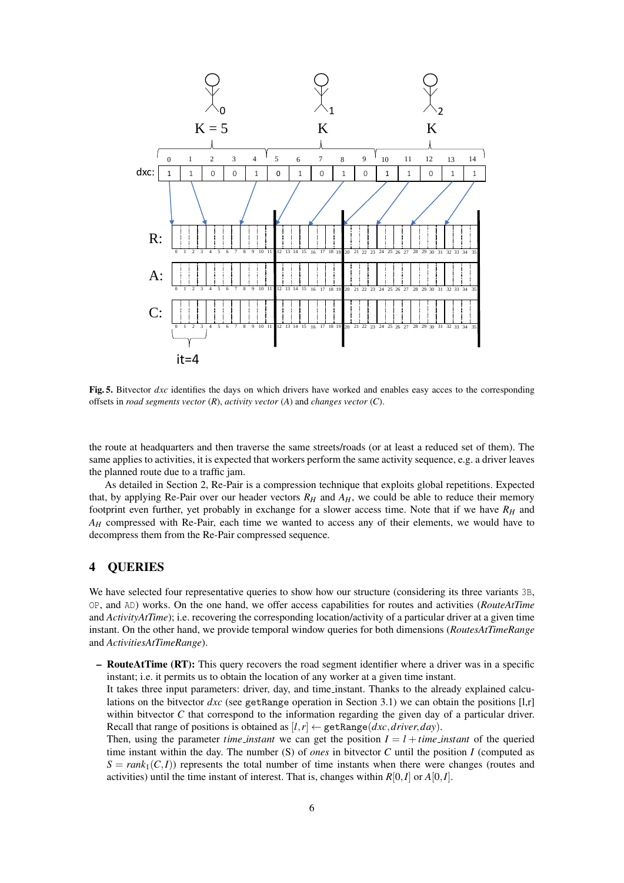**Fig. 5.** Bitvector *dxc* identifies the days on which drivers have worked and enables easy acces to the corresponding offsets in *road segments vector* (*R*), *activity vector* (*A*) and *changes vector* (*C*).

the route at headquarters and then traverse the same streets/roads (or at least a reduced set of them). The same applies to activities, it is expected that workers perform the same activity sequence, e.g. a driver leaves the planned route due to a traffic jam.

As detailed in Section 2, Re-Pair is a compression technique that exploits global repetitions. Expected that, by applying Re-Pair over our header vectors $R_H$ and $A_H$, we could be able to reduce their memory footprint even further, yet probably in exchange for a slower access time. Note that if we have $R_H$ and $A_H$ compressed with Re-Pair, each time we wanted to access any of their elements, we would have to decompress them from the Re-Pair compressed sequence.

## 4 QUERIES

We have selected four representative queries to show how our structure (considering its three variants 3B, OP, and AD) works. On the one hand, we offer access capabilities for routes and activities (*RouteAtTime* and *ActivityAtTime*); i.e. recovering the corresponding location/activity of a particular driver at a given time instant. On the other hand, we provide temporal window queries for both dimensions (*RoutesAtTimeRange* and *ActivitiesAtTimeRange*).

– **RouteAtTime (RT):** This query recovers the road segment identifier where a driver was in a specific instant; i.e. it permits us to obtain the location of any worker at a given time instant.
  It takes three input parameters: driver, day, and time_instant. Thanks to the already explained calculations on the bitvector *dxc* (see `getRange` operation in Section 3.1) we can obtain the positions [l,r] within bitvector *C* that correspond to the information regarding the given day of a particular driver. Recall that range of positions is obtained as $[l,r] \leftarrow \texttt{getRange}(dxc, driver, day)$.
  Then, using the parameter *time_instant* we can get the position $I = l + time\_instant$ of the queried time instant within the day. The number (S) of *ones* in bitvector *C* until the position *I* (computed as $S = rank_1(C,I)$) represents the total number of time instants when there were changes (routes and activities) until the time instant of interest. That is, changes within $R[0,I]$ or $A[0,I]$.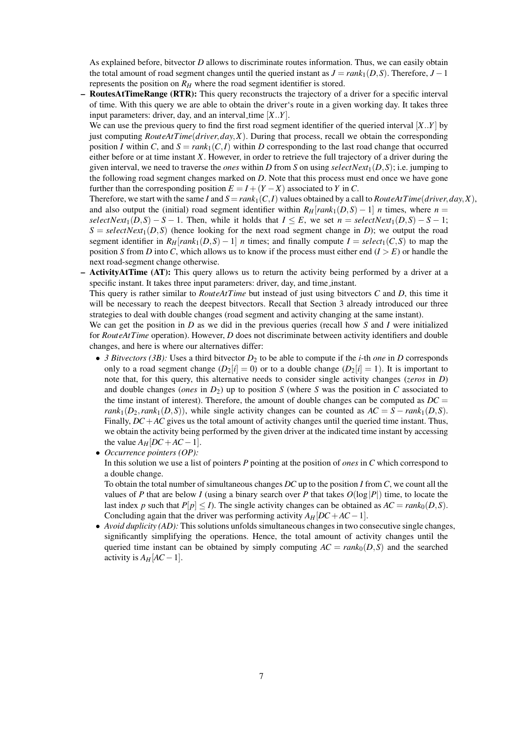As explained before, bitvector $D$ allows to discriminate routes information. Thus, we can easily obtain the total amount of road segment changes until the queried instant as $J = rank_1(D,S)$. Therefore, $J-1$ represents the position on $R_H$ where the road segment identifier is stored.

- **RoutesAtTimeRange (RTR):** This query reconstructs the trajectory of a driver for a specific interval of time. With this query we are able to obtain the driver's route in a given working day. It takes three input parameters: driver, day, and an interval_time $[X..Y]$.

  We can use the previous query to find the first road segment identifier of the queried interval $[X..Y]$ by just computing $RouteAtTime(driver, day, X)$. During that process, recall we obtain the corresponding position $I$ within $C$, and $S = rank_1(C,I)$ within $D$ corresponding to the last road change that occurred either before or at time instant $X$. However, in order to retrieve the full trajectory of a driver during the given interval, we need to traverse the *ones* within $D$ from $S$ on using $selectNext_1(D,S)$; i.e. jumping to the following road segment changes marked on $D$. Note that this process must end once we have gone further than the corresponding position $E = I + (Y - X)$ associated to $Y$ in $C$.

  Therefore, we start with the same $I$ and $S = rank_1(C,I)$ values obtained by a call to $RouteAtTime(driver, day, X)$, and also output the (initial) road segment identifier within $R_H[rank_1(D,S)-1]$ $n$ times, where $n = selectNext_1(D,S) - S - 1$. Then, while it holds that $I \leq E$, we set $n = selectNext_1(D,S) - S - 1$; $S = selectNext_1(D,S)$ (hence looking for the next road segment change in $D$); we output the road segment identifier in $R_H[rank_1(D,S)-1]$ $n$ times; and finally compute $I = select_1(C,S)$ to map the position $S$ from $D$ into $C$, which allows us to know if the process must either end ($I > E$) or handle the next road-segment change otherwise.

- **ActivityAtTime (AT):** This query allows us to return the activity being performed by a driver at a specific instant. It takes three input parameters: driver, day, and time_instant.

  This query is rather similar to $RouteAtTime$ but instead of just using bitvectors $C$ and $D$, this time it will be necessary to reach the deepest bitvectors. Recall that Section 3 already introduced our three strategies to deal with double changes (road segment and activity changing at the same instant).

  We can get the position in $D$ as we did in the previous queries (recall how $S$ and $I$ were initialized for $RouteAtTime$ operation). However, $D$ does not discriminate between activity identifiers and double changes, and here is where our alternatives differ:

  - *3 Bitvectors (3B):* Uses a third bitvector $D_2$ to be able to compute if the $i$-th *one* in $D$ corresponds only to a road segment change ($D_2[i] = 0$) or to a double change ($D_2[i] = 1$). It is important to note that, for this query, this alternative needs to consider single activity changes (*zeros* in $D$) and double changes (*ones* in $D_2$) up to position $S$ (where $S$ was the position in $C$ associated to the time instant of interest). Therefore, the amount of double changes can be computed as $DC = rank_1(D_2, rank_1(D,S))$, while single activity changes can be counted as $AC = S - rank_1(D,S)$. Finally, $DC + AC$ gives us the total amount of activity changes until the queried time instant. Thus, we obtain the activity being performed by the given driver at the indicated time instant by accessing the value $A_H[DC + AC - 1]$.
  - *Occurrence pointers (OP):*

    In this solution we use a list of pointers $P$ pointing at the position of *ones* in $C$ which correspond to a double change.

    To obtain the total number of simultaneous changes $DC$ up to the position $I$ from $C$, we count all the values of $P$ that are below $I$ (using a binary search over $P$ that takes $O(\log|P|)$ time, to locate the last index $p$ such that $P[p] \leq I$). The single activity changes can be obtained as $AC = rank_0(D,S)$. Concluding again that the driver was performing activity $A_H[DC + AC - 1]$.
  - *Avoid duplicity (AD):* This solutions unfolds simultaneous changes in two consecutive single changes, significantly simplifying the operations. Hence, the total amount of activity changes until the queried time instant can be obtained by simply computing $AC = rank_0(D,S)$ and the searched activity is $A_H[AC-1]$.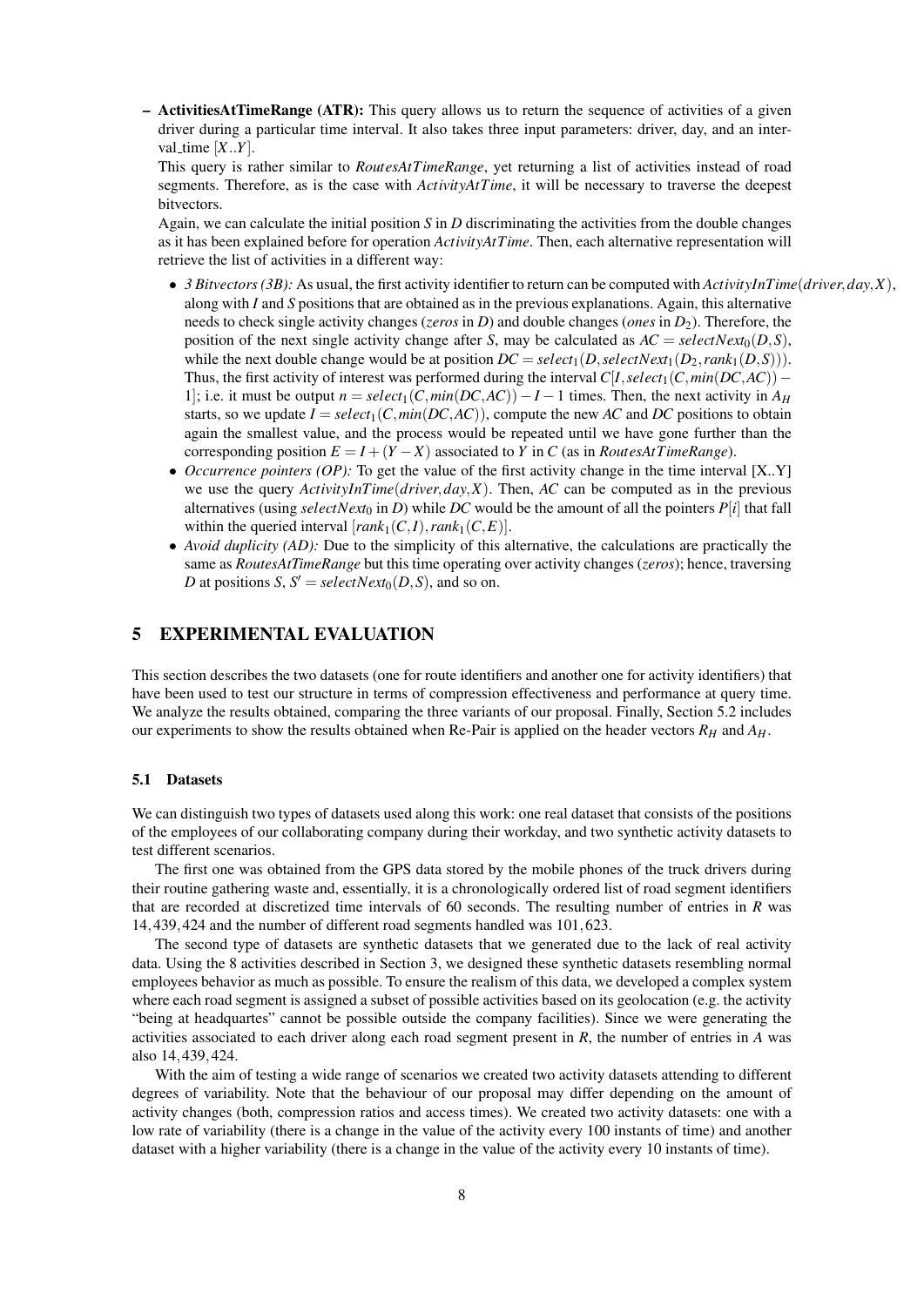– **ActivitiesAtTimeRange (ATR):** This query allows us to return the sequence of activities of a given driver during a particular time interval. It also takes three input parameters: driver, day, and an interval_time $[X..Y]$.

This query is rather similar to *RoutesAtTimeRange*, yet returning a list of activities instead of road segments. Therefore, as is the case with *ActivityAtTime*, it will be necessary to traverse the deepest bitvectors.

Again, we can calculate the initial position $S$ in $D$ discriminating the activities from the double changes as it has been explained before for operation *ActivityAtTime*. Then, each alternative representation will retrieve the list of activities in a different way:

- *3 Bitvectors (3B):* As usual, the first activity identifier to return can be computed with $ActivityInTime(driver, day, X)$, along with $I$ and $S$ positions that are obtained as in the previous explanations. Again, this alternative needs to check single activity changes (*zeros* in $D$) and double changes (*ones* in $D_2$). Therefore, the position of the next single activity change after $S$, may be calculated as $AC = selectNext_0(D,S)$, while the next double change would be at position $DC = select_1(D, selectNext_1(D_2, rank_1(D,S)))$. Thus, the first activity of interest was performed during the interval $C[I, select_1(C, min(DC,AC)) - 1]$; i.e. it must be output $n = select_1(C, min(DC,AC)) - I - 1$ times. Then, the next activity in $A_H$ starts, so we update $I = select_1(C, min(DC,AC))$, compute the new $AC$ and $DC$ positions to obtain again the smallest value, and the process would be repeated until we have gone further than the corresponding position $E = I + (Y - X)$ associated to $Y$ in $C$ (as in *RoutesAtTimeRange*).
- *Occurrence pointers (OP):* To get the value of the first activity change in the time interval [X..Y] we use the query $ActivityInTime(driver, day, X)$. Then, $AC$ can be computed as in the previous alternatives (using $selectNext_0$ in $D$) while $DC$ would be the amount of all the pointers $P[i]$ that fall within the queried interval $[rank_1(C,I), rank_1(C,E)]$.
- *Avoid duplicity (AD):* Due to the simplicity of this alternative, the calculations are practically the same as *RoutesAtTimeRange* but this time operating over activity changes (*zeros*); hence, traversing $D$ at positions $S$, $S' = selectNext_0(D,S)$, and so on.

## 5 EXPERIMENTAL EVALUATION

This section describes the two datasets (one for route identifiers and another one for activity identifiers) that have been used to test our structure in terms of compression effectiveness and performance at query time. We analyze the results obtained, comparing the three variants of our proposal. Finally, Section 5.2 includes our experiments to show the results obtained when Re-Pair is applied on the header vectors $R_H$ and $A_H$.

### 5.1 Datasets

We can distinguish two types of datasets used along this work: one real dataset that consists of the positions of the employees of our collaborating company during their workday, and two synthetic activity datasets to test different scenarios.

The first one was obtained from the GPS data stored by the mobile phones of the truck drivers during their routine gathering waste and, essentially, it is a chronologically ordered list of road segment identifiers that are recorded at discretized time intervals of 60 seconds. The resulting number of entries in $R$ was 14,439,424 and the number of different road segments handled was 101,623.

The second type of datasets are synthetic datasets that we generated due to the lack of real activity data. Using the 8 activities described in Section 3, we designed these synthetic datasets resembling normal employees behavior as much as possible. To ensure the realism of this data, we developed a complex system where each road segment is assigned a subset of possible activities based on its geolocation (e.g. the activity "being at headquartes" cannot be possible outside the company facilities). Since we were generating the activities associated to each driver along each road segment present in $R$, the number of entries in $A$ was also 14,439,424.

With the aim of testing a wide range of scenarios we created two activity datasets attending to different degrees of variability. Note that the behaviour of our proposal may differ depending on the amount of activity changes (both, compression ratios and access times). We created two activity datasets: one with a low rate of variability (there is a change in the value of the activity every 100 instants of time) and another dataset with a higher variability (there is a change in the value of the activity every 10 instants of time).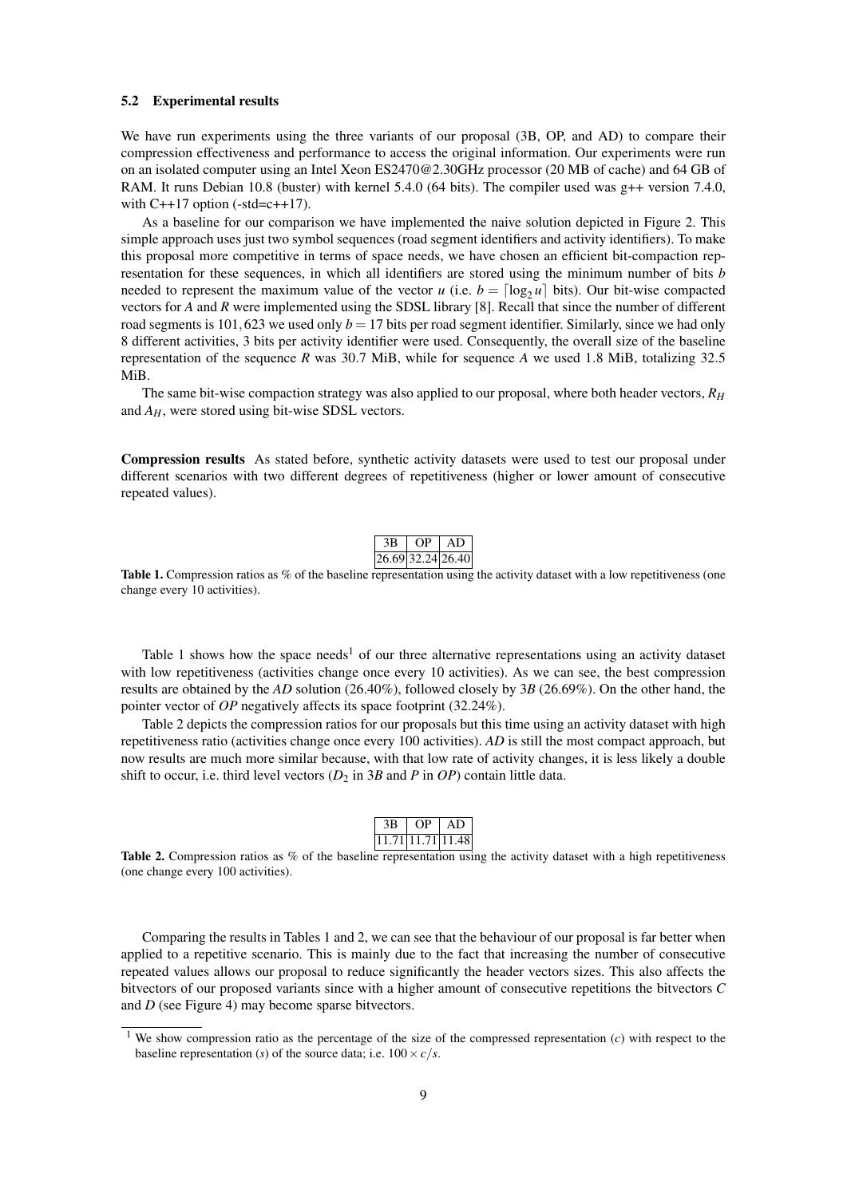### 5.2 Experimental results

We have run experiments using the three variants of our proposal (3B, OP, and AD) to compare their compression effectiveness and performance to access the original information. Our experiments were run on an isolated computer using an Intel Xeon ES2470@2.30GHz processor (20 MB of cache) and 64 GB of RAM. It runs Debian 10.8 (buster) with kernel 5.4.0 (64 bits). The compiler used was g++ version 7.4.0, with C++17 option (-std=c++17).

As a baseline for our comparison we have implemented the naive solution depicted in Figure 2. This simple approach uses just two symbol sequences (road segment identifiers and activity identifiers). To make this proposal more competitive in terms of space needs, we have chosen an efficient bit-compaction representation for these sequences, in which all identifiers are stored using the minimum number of bits $b$ needed to represent the maximum value of the vector $u$ (i.e. $b = \lceil \log_2 u \rceil$ bits). Our bit-wise compacted vectors for $A$ and $R$ were implemented using the SDSL library [8]. Recall that since the number of different road segments is $101,623$ we used only $b = 17$ bits per road segment identifier. Similarly, since we had only 8 different activities, 3 bits per activity identifier were used. Consequently, the overall size of the baseline representation of the sequence $R$ was 30.7 MiB, while for sequence $A$ we used 1.8 MiB, totalizing 32.5 MiB.

The same bit-wise compaction strategy was also applied to our proposal, where both header vectors, $R_H$ and $A_H$, were stored using bit-wise SDSL vectors.

**Compression results** As stated before, synthetic activity datasets were used to test our proposal under different scenarios with two different degrees of repetitiveness (higher or lower amount of consecutive repeated values).

| 3B | OP | AD |
|---|---|---|
| 26.69 | 32.24 | 26.40 |

**Table 1.** Compression ratios as % of the baseline representation using the activity dataset with a low repetitiveness (one change every 10 activities).

Table 1 shows how the space needs[1] of our three alternative representations using an activity dataset with low repetitiveness (activities change once every 10 activities). As we can see, the best compression results are obtained by the *AD* solution (26.40%), followed closely by 3*B* (26.69%). On the other hand, the pointer vector of *OP* negatively affects its space footprint (32.24%).

Table 2 depicts the compression ratios for our proposals but this time using an activity dataset with high repetitiveness ratio (activities change once every 100 activities). *AD* is still the most compact approach, but now results are much more similar because, with that low rate of activity changes, it is less likely a double shift to occur, i.e. third level vectors ($D_2$ in 3*B* and *P* in *OP*) contain little data.

| 3B | OP | AD |
|---|---|---|
| 11.71 | 11.71 | 11.48 |

**Table 2.** Compression ratios as % of the baseline representation using the activity dataset with a high repetitiveness (one change every 100 activities).

Comparing the results in Tables 1 and 2, we can see that the behaviour of our proposal is far better when applied to a repetitive scenario. This is mainly due to the fact that increasing the number of consecutive repeated values allows our proposal to reduce significantly the header vectors sizes. This also affects the bitvectors of our proposed variants since with a higher amount of consecutive repetitions the bitvectors $C$ and $D$ (see Figure 4) may become sparse bitvectors.

[1] We show compression ratio as the percentage of the size of the compressed representation ($c$) with respect to the baseline representation ($s$) of the source data; i.e. $100 \times c/s$.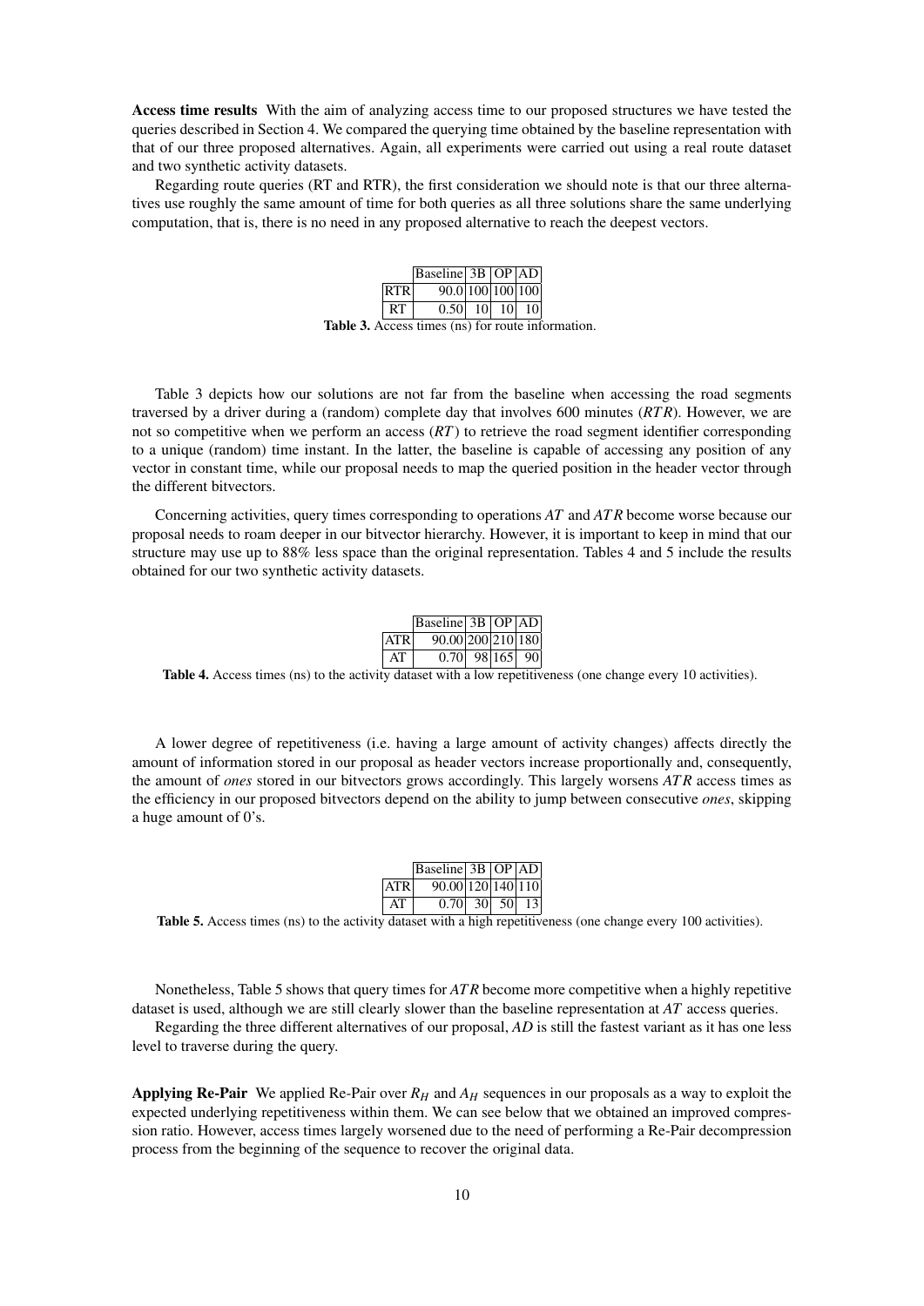**Access time results** With the aim of analyzing access time to our proposed structures we have tested the queries described in Section 4. We compared the querying time obtained by the baseline representation with that of our three proposed alternatives. Again, all experiments were carried out using a real route dataset and two synthetic activity datasets.

Regarding route queries (RT and RTR), the first consideration we should note is that our three alternatives use roughly the same amount of time for both queries as all three solutions share the same underlying computation, that is, there is no need in any proposed alternative to reach the deepest vectors.

| | Baseline | 3B | OP | AD |
|---|---|---|---|---|
| RTR | 90.0 | 100 | 100 | 100 |
| RT | 0.50 | 10 | 10 | 10 |

**Table 3.** Access times (ns) for route information.

Table 3 depicts how our solutions are not far from the baseline when accessing the road segments traversed by a driver during a (random) complete day that involves 600 minutes (*RTR*). However, we are not so competitive when we perform an access (*RT*) to retrieve the road segment identifier corresponding to a unique (random) time instant. In the latter, the baseline is capable of accessing any position of any vector in constant time, while our proposal needs to map the queried position in the header vector through the different bitvectors.

Concerning activities, query times corresponding to operations *AT* and *ATR* become worse because our proposal needs to roam deeper in our bitvector hierarchy. However, it is important to keep in mind that our structure may use up to 88% less space than the original representation. Tables 4 and 5 include the results obtained for our two synthetic activity datasets.

| | Baseline | 3B | OP | AD |
|---|---|---|---|---|
| ATR | 90.00 | 200 | 210 | 180 |
| AT | 0.70 | 98 | 165 | 90 |

**Table 4.** Access times (ns) to the activity dataset with a low repetitiveness (one change every 10 activities).

A lower degree of repetitiveness (i.e. having a large amount of activity changes) affects directly the amount of information stored in our proposal as header vectors increase proportionally and, consequently, the amount of *ones* stored in our bitvectors grows accordingly. This largely worsens *ATR* access times as the efficiency in our proposed bitvectors depend on the ability to jump between consecutive *ones*, skipping a huge amount of 0's.

| | Baseline | 3B | OP | AD |
|---|---|---|---|---|
| ATR | 90.00 | 120 | 140 | 110 |
| AT | 0.70 | 30 | 50 | 13 |

**Table 5.** Access times (ns) to the activity dataset with a high repetitiveness (one change every 100 activities).

Nonetheless, Table 5 shows that query times for *ATR* become more competitive when a highly repetitive dataset is used, although we are still clearly slower than the baseline representation at *AT* access queries.

Regarding the three different alternatives of our proposal, *AD* is still the fastest variant as it has one less level to traverse during the query.

**Applying Re-Pair** We applied Re-Pair over $R_H$ and $A_H$ sequences in our proposals as a way to exploit the expected underlying repetitiveness within them. We can see below that we obtained an improved compression ratio. However, access times largely worsened due to the need of performing a Re-Pair decompression process from the beginning of the sequence to recover the original data.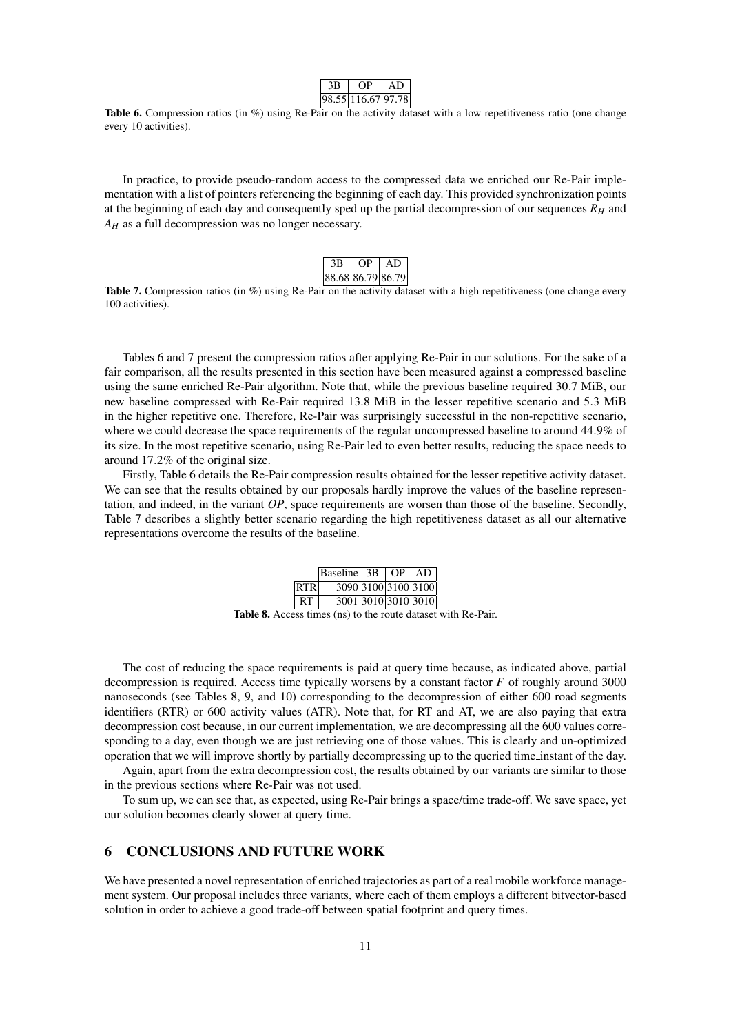| 3B | OP | AD |
|---|---|---|
| 98.55 | 116.67 | 97.78 |

**Table 6.** Compression ratios (in %) using Re-Pair on the activity dataset with a low repetitiveness ratio (one change every 10 activities).

In practice, to provide pseudo-random access to the compressed data we enriched our Re-Pair implementation with a list of pointers referencing the beginning of each day. This provided synchronization points at the beginning of each day and consequently sped up the partial decompression of our sequences $R_H$ and $A_H$ as a full decompression was no longer necessary.

| 3B | OP | AD |
|---|---|---|
| 88.68 | 86.79 | 86.79 |

**Table 7.** Compression ratios (in %) using Re-Pair on the activity dataset with a high repetitiveness (one change every 100 activities).

Tables 6 and 7 present the compression ratios after applying Re-Pair in our solutions. For the sake of a fair comparison, all the results presented in this section have been measured against a compressed baseline using the same enriched Re-Pair algorithm. Note that, while the previous baseline required 30.7 MiB, our new baseline compressed with Re-Pair required 13.8 MiB in the lesser repetitive scenario and 5.3 MiB in the higher repetitive one. Therefore, Re-Pair was surprisingly successful in the non-repetitive scenario, where we could decrease the space requirements of the regular uncompressed baseline to around 44.9% of its size. In the most repetitive scenario, using Re-Pair led to even better results, reducing the space needs to around 17.2% of the original size.

Firstly, Table 6 details the Re-Pair compression results obtained for the lesser repetitive activity dataset. We can see that the results obtained by our proposals hardly improve the values of the baseline representation, and indeed, in the variant *OP*, space requirements are worsen than those of the baseline. Secondly, Table 7 describes a slightly better scenario regarding the high repetitiveness dataset as all our alternative representations overcome the results of the baseline.

| | Baseline | 3B | OP | AD |
|---|---|---|---|---|
| RTR | 3090 | 3100 | 3100 | 3100 |
| RT | 3001 | 3010 | 3010 | 3010 |

**Table 8.** Access times (ns) to the route dataset with Re-Pair.

The cost of reducing the space requirements is paid at query time because, as indicated above, partial decompression is required. Access time typically worsens by a constant factor $F$ of roughly around 3000 nanoseconds (see Tables 8, 9, and 10) corresponding to the decompression of either 600 road segments identifiers (RTR) or 600 activity values (ATR). Note that, for RT and AT, we are also paying that extra decompression cost because, in our current implementation, we are decompressing all the 600 values corresponding to a day, even though we are just retrieving one of those values. This is clearly and un-optimized operation that we will improve shortly by partially decompressing up to the queried time_instant of the day.

Again, apart from the extra decompression cost, the results obtained by our variants are similar to those in the previous sections where Re-Pair was not used.

To sum up, we can see that, as expected, using Re-Pair brings a space/time trade-off. We save space, yet our solution becomes clearly slower at query time.

## 6 CONCLUSIONS AND FUTURE WORK

We have presented a novel representation of enriched trajectories as part of a real mobile workforce management system. Our proposal includes three variants, where each of them employs a different bitvector-based solution in order to achieve a good trade-off between spatial footprint and query times.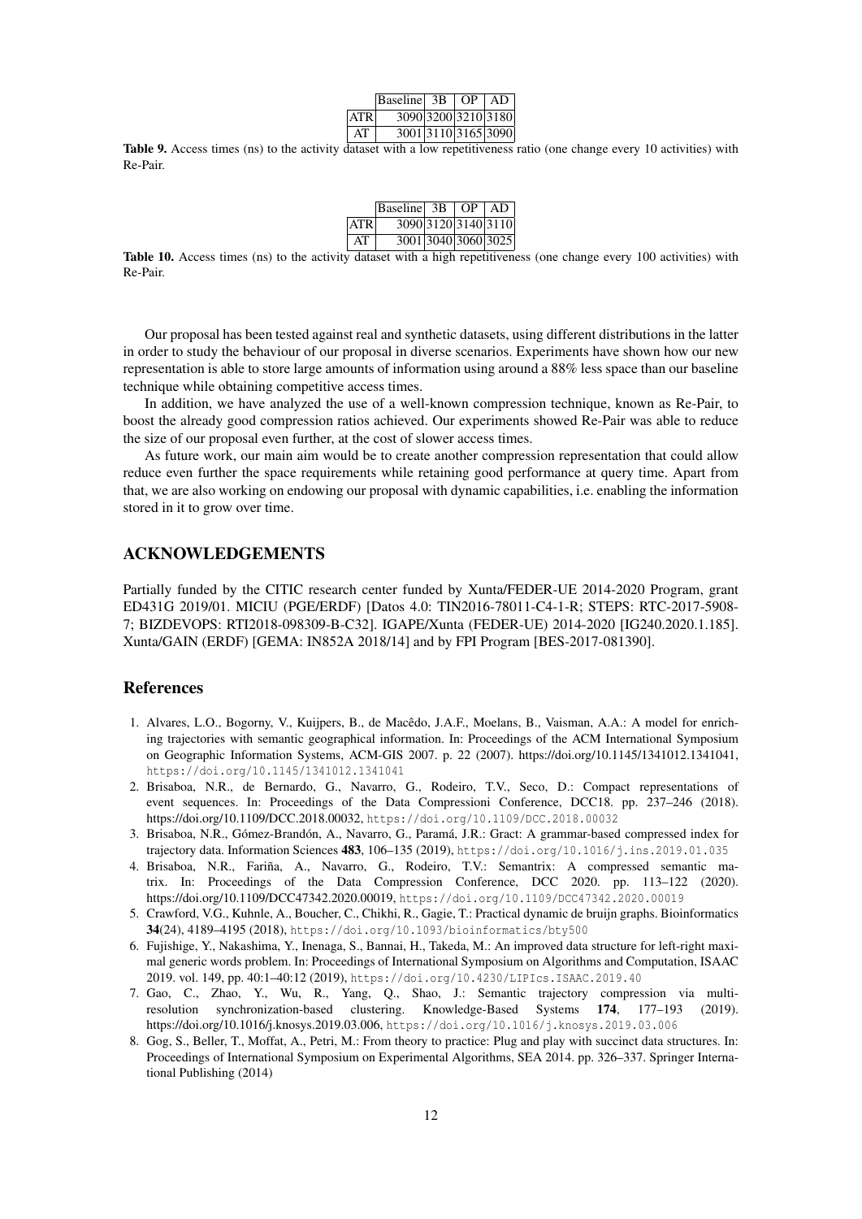| | Baseline | 3B | OP | AD |
|---|---|---|---|---|
| ATR | 3090 | 3200 | 3210 | 3180 |
| AT | 3001 | 3110 | 3165 | 3090 |

**Table 9.** Access times (ns) to the activity dataset with a low repetitiveness ratio (one change every 10 activities) with Re-Pair.

| | Baseline | 3B | OP | AD |
|---|---|---|---|---|
| ATR | 3090 | 3120 | 3140 | 3110 |
| AT | 3001 | 3040 | 3060 | 3025 |

**Table 10.** Access times (ns) to the activity dataset with a high repetitiveness (one change every 100 activities) with Re-Pair.

Our proposal has been tested against real and synthetic datasets, using different distributions in the latter in order to study the behaviour of our proposal in diverse scenarios. Experiments have shown how our new representation is able to store large amounts of information using around a 88% less space than our baseline technique while obtaining competitive access times.

In addition, we have analyzed the use of a well-known compression technique, known as Re-Pair, to boost the already good compression ratios achieved. Our experiments showed Re-Pair was able to reduce the size of our proposal even further, at the cost of slower access times.

As future work, our main aim would be to create another compression representation that could allow reduce even further the space requirements while retaining good performance at query time. Apart from that, we are also working on endowing our proposal with dynamic capabilities, i.e. enabling the information stored in it to grow over time.

## ACKNOWLEDGEMENTS

Partially funded by the CITIC research center funded by Xunta/FEDER-UE 2014-2020 Program, grant ED431G 2019/01. MICIU (PGE/ERDF) [Datos 4.0: TIN2016-78011-C4-1-R; STEPS: RTC-2017-5908-7; BIZDEVOPS: RTI2018-098309-B-C32]. IGAPE/Xunta (FEDER-UE) 2014-2020 [IG240.2020.1.185]. Xunta/GAIN (ERDF) [GEMA: IN852A 2018/14] and by FPI Program [BES-2017-081390].

## References

1. Alvares, L.O., Bogorny, V., Kuijpers, B., de Macêdo, J.A.F., Moelans, B., Vaisman, A.A.: A model for enriching trajectories with semantic geographical information. In: Proceedings of the ACM International Symposium on Geographic Information Systems, ACM-GIS 2007. p. 22 (2007). https://doi.org/10.1145/1341012.1341041, https://doi.org/10.1145/1341012.1341041
2. Brisaboa, N.R., de Bernardo, G., Navarro, G., Rodeiro, T.V., Seco, D.: Compact representations of event sequences. In: Proceedings of the Data Compressioni Conference, DCC18. pp. 237–246 (2018). https://doi.org/10.1109/DCC.2018.00032, https://doi.org/10.1109/DCC.2018.00032
3. Brisaboa, N.R., Gómez-Brandón, A., Navarro, G., Paramá, J.R.: Gract: A grammar-based compressed index for trajectory data. Information Sciences **483**, 106–135 (2019), https://doi.org/10.1016/j.ins.2019.01.035
4. Brisaboa, N.R., Fariña, A., Navarro, G., Rodeiro, T.V.: Semantrix: A compressed semantic matrix. In: Proceedings of the Data Compression Conference, DCC 2020. pp. 113–122 (2020). https://doi.org/10.1109/DCC47342.2020.00019, https://doi.org/10.1109/DCC47342.2020.00019
5. Crawford, V.G., Kuhnle, A., Boucher, C., Chikhi, R., Gagie, T.: Practical dynamic de bruijn graphs. Bioinformatics **34**(24), 4189–4195 (2018), https://doi.org/10.1093/bioinformatics/bty500
6. Fujishige, Y., Nakashima, Y., Inenaga, S., Bannai, H., Takeda, M.: An improved data structure for left-right maximal generic words problem. In: Proceedings of International Symposium on Algorithms and Computation, ISAAC 2019. vol. 149, pp. 40:1–40:12 (2019), https://doi.org/10.4230/LIPIcs.ISAAC.2019.40
7. Gao, C., Zhao, Y., Wu, R., Yang, Q., Shao, J.: Semantic trajectory compression via multi-resolution synchronization-based clustering. Knowledge-Based Systems **174**, 177–193 (2019). https://doi.org/10.1016/j.knosys.2019.03.006, https://doi.org/10.1016/j.knosys.2019.03.006
8. Gog, S., Beller, T., Moffat, A., Petri, M.: From theory to practice: Plug and play with succinct data structures. In: Proceedings of International Symposium on Experimental Algorithms, SEA 2014. pp. 326–337. Springer International Publishing (2014)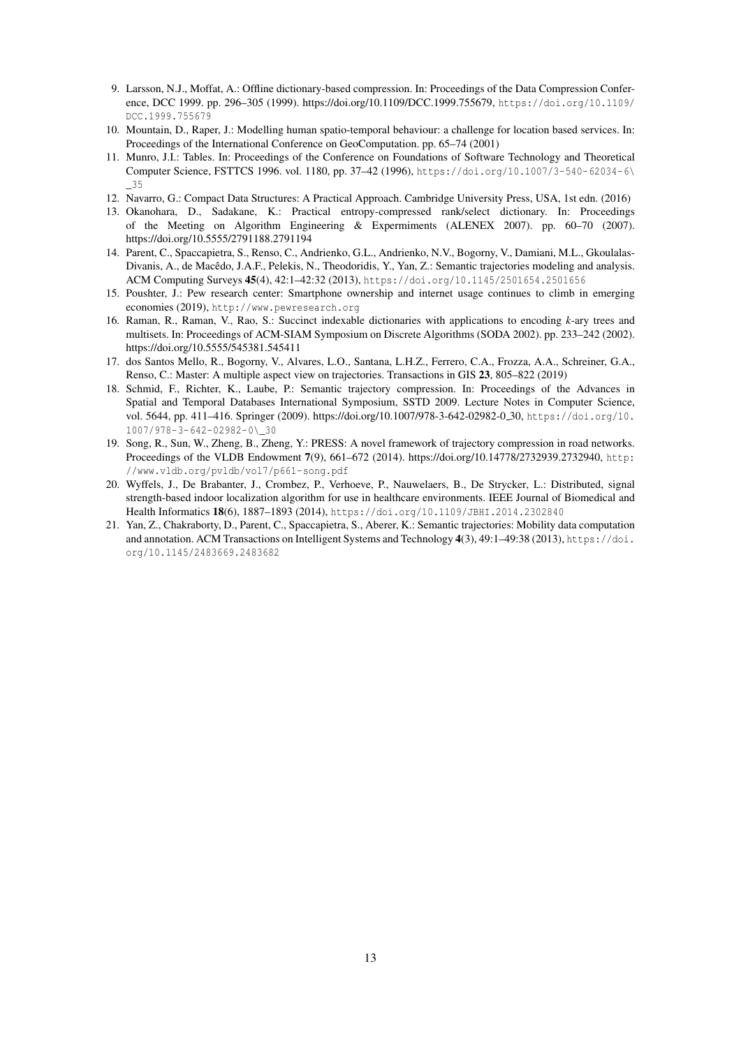9. Larsson, N.J., Moffat, A.: Offline dictionary-based compression. In: Proceedings of the Data Compression Conference, DCC 1999. pp. 296–305 (1999). https://doi.org/10.1109/DCC.1999.755679, https://doi.org/10.1109/DCC.1999.755679
10. Mountain, D., Raper, J.: Modelling human spatio-temporal behaviour: a challenge for location based services. In: Proceedings of the International Conference on GeoComputation. pp. 65–74 (2001)
11. Munro, J.I.: Tables. In: Proceedings of the Conference on Foundations of Software Technology and Theoretical Computer Science, FSTTCS 1996. vol. 1180, pp. 37–42 (1996), https://doi.org/10.1007/3-540-62034-6\_35
12. Navarro, G.: Compact Data Structures: A Practical Approach. Cambridge University Press, USA, 1st edn. (2016)
13. Okanohara, D., Sadakane, K.: Practical entropy-compressed rank/select dictionary. In: Proceedings of the Meeting on Algorithm Engineering & Expermiments (ALENEX 2007). pp. 60–70 (2007). https://doi.org/10.5555/2791188.2791194
14. Parent, C., Spaccapietra, S., Renso, C., Andrienko, G.L., Andrienko, N.V., Bogorny, V., Damiani, M.L., Gkoulalas-Divanis, A., de Macêdo, J.A.F., Pelekis, N., Theodoridis, Y., Yan, Z.: Semantic trajectories modeling and analysis. ACM Computing Surveys **45**(4), 42:1–42:32 (2013), https://doi.org/10.1145/2501654.2501656
15. Poushter, J.: Pew research center: Smartphone ownership and internet usage continues to climb in emerging economies (2019), http://www.pewresearch.org
16. Raman, R., Raman, V., Rao, S.: Succinct indexable dictionaries with applications to encoding *k*-ary trees and multisets. In: Proceedings of ACM-SIAM Symposium on Discrete Algorithms (SODA 2002). pp. 233–242 (2002). https://doi.org/10.5555/545381.545411
17. dos Santos Mello, R., Bogorny, V., Alvares, L.O., Santana, L.H.Z., Ferrero, C.A., Frozza, A.A., Schreiner, G.A., Renso, C.: Master: A multiple aspect view on trajectories. Transactions in GIS **23**, 805–822 (2019)
18. Schmid, F., Richter, K., Laube, P.: Semantic trajectory compression. In: Proceedings of the Advances in Spatial and Temporal Databases International Symposium, SSTD 2009. Lecture Notes in Computer Science, vol. 5644, pp. 411–416. Springer (2009). https://doi.org/10.1007/978-3-642-02982-0_30, https://doi.org/10.1007/978-3-642-02982-0\_30
19. Song, R., Sun, W., Zheng, B., Zheng, Y.: PRESS: A novel framework of trajectory compression in road networks. Proceedings of the VLDB Endowment **7**(9), 661–672 (2014). https://doi.org/10.14778/2732939.2732940, http://www.vldb.org/pvldb/vol7/p661-song.pdf
20. Wyffels, J., De Brabanter, J., Crombez, P., Verhoeve, P., Nauwelaers, B., De Strycker, L.: Distributed, signal strength-based indoor localization algorithm for use in healthcare environments. IEEE Journal of Biomedical and Health Informatics **18**(6), 1887–1893 (2014), https://doi.org/10.1109/JBHI.2014.2302840
21. Yan, Z., Chakraborty, D., Parent, C., Spaccapietra, S., Aberer, K.: Semantic trajectories: Mobility data computation and annotation. ACM Transactions on Intelligent Systems and Technology **4**(3), 49:1–49:38 (2013), https://doi.org/10.1145/2483669.2483682